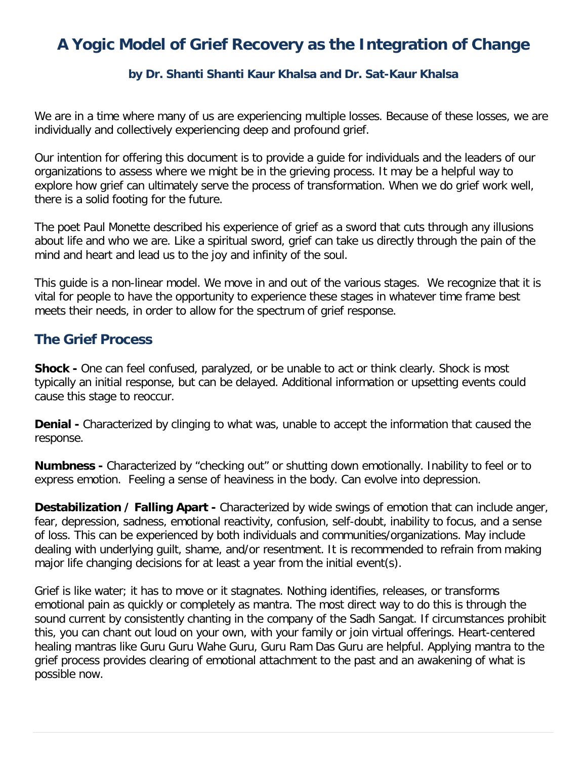# A Yogic Model of Grief Recovery as the Integration of Change

### by Dr. Shanti Shanti Kaur Khalsa and Dr. Sat-Kaur Khalsa

We are in a time where many of us are experiencing multiple losses. Because of these losses, we are individually and collectively experiencing deep and profound grief.

Our intention for offering this document is to provide a guide for individuals and the leaders of our organizations to assess where we might be in the grieving process. It may be a helpful way to explore how grief can ultimately serve the process of transformation. When we do grief work well, there is a solid footing for the future.

The poet Paul Monette described his experience of grief as a sword that cuts through any illusions about life and who we are. Like a spiritual sword, grief can take us directly through the pain of the mind and heart and lead us to the joy and infinity of the soul.

This guide is a non-linear model. We move in and out of the various stages. We recognize that it is vital for people to have the opportunity to experience these stages in whatever time frame best meets their needs, in order to allow for the spectrum of grief response.

## The Grief Process

**Shock -** One can feel confused, paralyzed, or be unable to act or think clearly. Shock is most typically an initial response, but can be delayed. Additional information or upsetting events could cause this stage to reoccur.

**Denial -** Characterized by clinging to what was, unable to accept the information that caused the response.

**Numbness -** Characterized by "checking out" or shutting down emotionally. Inability to feel or to express emotion. Feeling a sense of heaviness in the body. Can evolve into depression.

**Destabilization / Falling Apart -** Characterized by wide swings of emotion that can include anger, fear, depression, sadness, emotional reactivity, confusion, self-doubt, inability to focus, and a sense of loss. This can be experienced by both individuals and communities/organizations. May include dealing with underlying guilt, shame, and/or resentment. It is recommended to refrain from making major life changing decisions for at least a year from the initial event(s).

Grief is like water; it has to move or it stagnates. Nothing identifies, releases, or transforms emotional pain as quickly or completely as mantra. The most direct way to do this is through the sound current by consistently chanting in the company of the Sadh Sangat. If circumstances prohibit this, you can chant out loud on your own, with your family or join virtual offerings. Heart-centered healing mantras like Guru Guru Wahe Guru, Guru Ram Das Guru are helpful. Applying mantra to the grief process provides clearing of emotional attachment to the past and an awakening of what is possible now.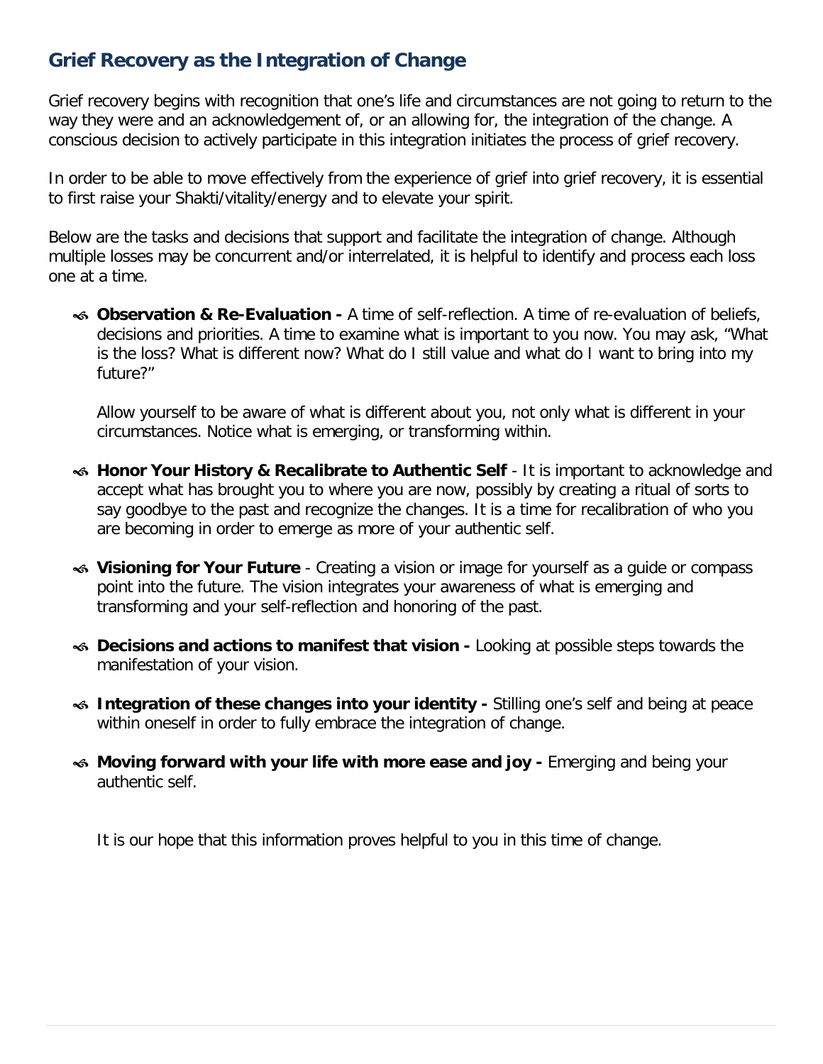## Grief Recovery as the Integration of Change

Grief recovery begins with recognition that one's life and circumstances are not going to return to the way they were and an acknowledgement of, or an allowing for, the integration of the change. A conscious decision to actively participate in this integration initiates the process of grief recovery.

In order to be able to move effectively from the experience of grief into grief recovery, it is essential to first raise your Shakti/vitality/energy and to elevate your spirit.

Below are the tasks and decisions that support and facilitate the integration of change. Although multiple losses may be concurrent and/or interrelated, it is helpful to identify and process each loss one at a time.

- **Observation & Re-Evaluation -** A time of self-reflection. A time of re-evaluation of beliefs, decisions and priorities. A time to examine what is important to you now. You may ask, "What is the loss? What is different now? What do I still value and what do I want to bring into my future?"

  Allow yourself to be aware of what is different about you, not only what is different in your circumstances. Notice what is emerging, or transforming within.

- **Honor Your History & Recalibrate to Authentic Self** - It is important to acknowledge and accept what has brought you to where you are now, possibly by creating a ritual of sorts to say goodbye to the past and recognize the changes. It is a time for recalibration of who you are becoming in order to emerge as more of your authentic self.

- **Visioning for Your Future** - Creating a vision or image for yourself as a guide or compass point into the future. The vision integrates your awareness of what is emerging and transforming and your self-reflection and honoring of the past.

- **Decisions and actions to manifest that vision -** Looking at possible steps towards the manifestation of your vision.

- **Integration of these changes into your identity -** Stilling one's self and being at peace within oneself in order to fully embrace the integration of change.

- **Moving forward with your life with more ease and joy -** Emerging and being your authentic self.

It is our hope that this information proves helpful to you in this time of change.